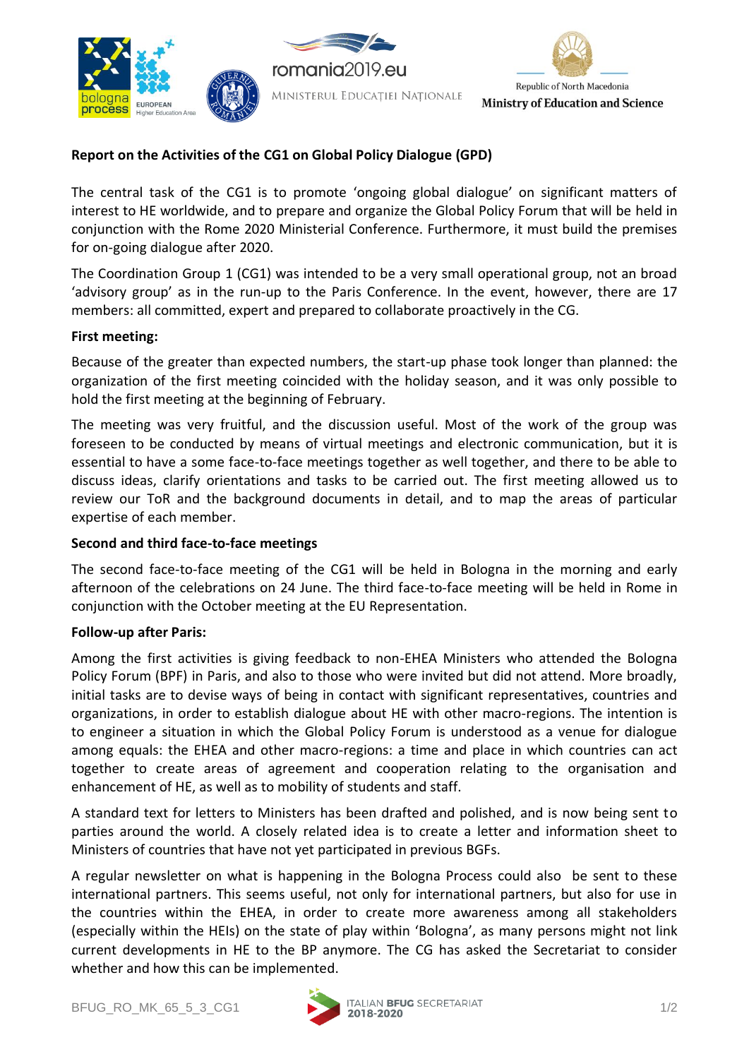**Report on the Activities of the CG1 on Global Policy Dialogue (GPD)**

The central task of the CG1 is to promote 'ongoing global dialogue' on significant matters of interest to HE worldwide, and to prepare and organize the Global Policy Forum that will be held in conjunction with the Rome 2020 Ministerial Conference. Furthermore, it must build the premises for on-going dialogue after 2020.

The Coordination Group 1 (CG1) was intended to be a very small operational group, not an broad 'advisory group' as in the run-up to the Paris Conference. In the event, however, there are 17 members: all committed, expert and prepared to collaborate proactively in the CG.

**First meeting:**

Because of the greater than expected numbers, the start-up phase took longer than planned: the organization of the first meeting coincided with the holiday season, and it was only possible to hold the first meeting at the beginning of February.

The meeting was very fruitful, and the discussion useful. Most of the work of the group was foreseen to be conducted by means of virtual meetings and electronic communication, but it is essential to have a some face-to-face meetings together as well together, and there to be able to discuss ideas, clarify orientations and tasks to be carried out. The first meeting allowed us to review our ToR and the background documents in detail, and to map the areas of particular expertise of each member.

**Second and third face-to-face meetings**

The second face-to-face meeting of the CG1 will be held in Bologna in the morning and early afternoon of the celebrations on 24 June. The third face-to-face meeting will be held in Rome in conjunction with the October meeting at the EU Representation.

**Follow-up after Paris:**

Among the first activities is giving feedback to non-EHEA Ministers who attended the Bologna Policy Forum (BPF) in Paris, and also to those who were invited but did not attend. More broadly, initial tasks are to devise ways of being in contact with significant representatives, countries and organizations, in order to establish dialogue about HE with other macro-regions. The intention is to engineer a situation in which the Global Policy Forum is understood as a venue for dialogue among equals: the EHEA and other macro-regions: a time and place in which countries can act together to create areas of agreement and cooperation relating to the organisation and enhancement of HE, as well as to mobility of students and staff.

A standard text for letters to Ministers has been drafted and polished, and is now being sent to parties around the world. A closely related idea is to create a letter and information sheet to Ministers of countries that have not yet participated in previous BGFs.

A regular newsletter on what is happening in the Bologna Process could also be sent to these international partners. This seems useful, not only for international partners, but also for use in the countries within the EHEA, in order to create more awareness among all stakeholders (especially within the HEIs) on the state of play within 'Bologna', as many persons might not link current developments in HE to the BP anymore. The CG has asked the Secretariat to consider whether and how this can be implemented.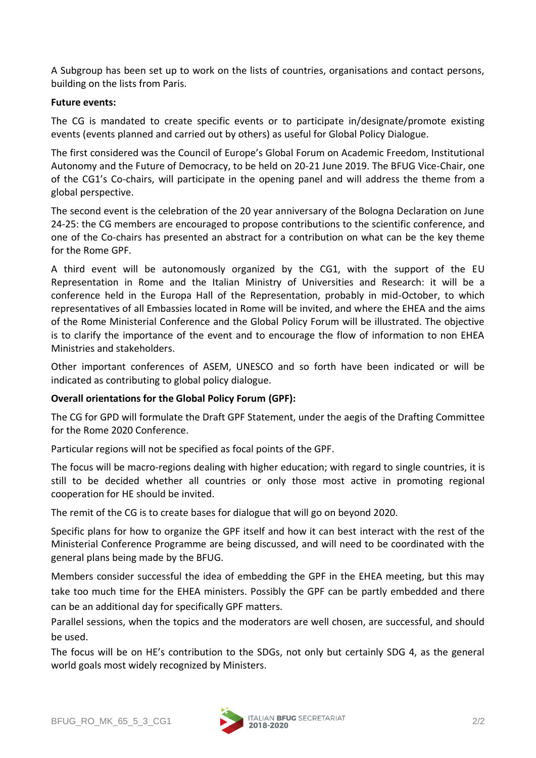A Subgroup has been set up to work on the lists of countries, organisations and contact persons, building on the lists from Paris.

**Future events:**

The CG is mandated to create specific events or to participate in/designate/promote existing events (events planned and carried out by others) as useful for Global Policy Dialogue.

The first considered was the Council of Europe's Global Forum on Academic Freedom, Institutional Autonomy and the Future of Democracy, to be held on 20-21 June 2019. The BFUG Vice-Chair, one of the CG1's Co-chairs, will participate in the opening panel and will address the theme from a global perspective.

The second event is the celebration of the 20 year anniversary of the Bologna Declaration on June 24-25: the CG members are encouraged to propose contributions to the scientific conference, and one of the Co-chairs has presented an abstract for a contribution on what can be the key theme for the Rome GPF.

A third event will be autonomously organized by the CG1, with the support of the EU Representation in Rome and the Italian Ministry of Universities and Research: it will be a conference held in the Europa Hall of the Representation, probably in mid-October, to which representatives of all Embassies located in Rome will be invited, and where the EHEA and the aims of the Rome Ministerial Conference and the Global Policy Forum will be illustrated. The objective is to clarify the importance of the event and to encourage the flow of information to non EHEA Ministries and stakeholders.

Other important conferences of ASEM, UNESCO and so forth have been indicated or will be indicated as contributing to global policy dialogue.

**Overall orientations for the Global Policy Forum (GPF):**

The CG for GPD will formulate the Draft GPF Statement, under the aegis of the Drafting Committee for the Rome 2020 Conference.

Particular regions will not be specified as focal points of the GPF.

The focus will be macro-regions dealing with higher education; with regard to single countries, it is still to be decided whether all countries or only those most active in promoting regional cooperation for HE should be invited.

The remit of the CG is to create bases for dialogue that will go on beyond 2020.

Specific plans for how to organize the GPF itself and how it can best interact with the rest of the Ministerial Conference Programme are being discussed, and will need to be coordinated with the general plans being made by the BFUG.

Members consider successful the idea of embedding the GPF in the EHEA meeting, but this may take too much time for the EHEA ministers. Possibly the GPF can be partly embedded and there can be an additional day for specifically GPF matters.

Parallel sessions, when the topics and the moderators are well chosen, are successful, and should be used.

The focus will be on HE's contribution to the SDGs, not only but certainly SDG 4, as the general world goals most widely recognized by Ministers.